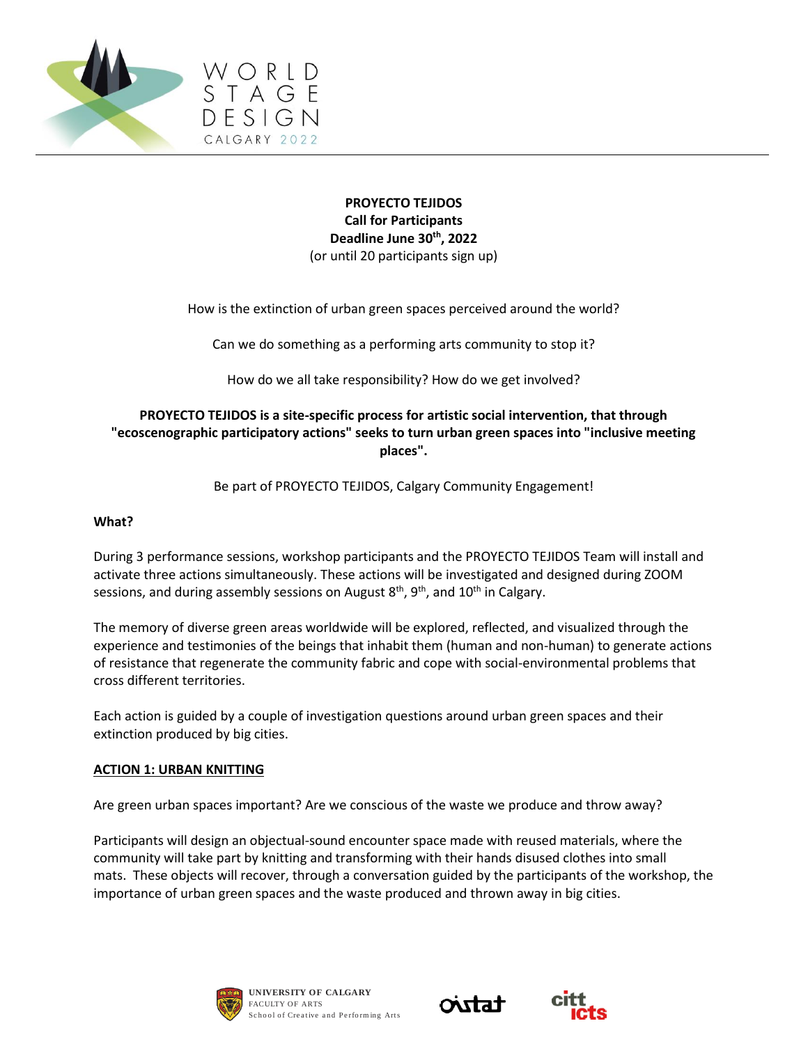WORLD STAGE DESIGN CALGARY 2022

**PROYECTO TEJIDOS**
**Call for Participants**
**Deadline June 30th, 2022**
(or until 20 participants sign up)

How is the extinction of urban green spaces perceived around the world?

Can we do something as a performing arts community to stop it?

How do we all take responsibility? How do we get involved?

**PROYECTO TEJIDOS is a site-specific process for artistic social intervention, that through "ecoscenographic participatory actions" seeks to turn urban green spaces into "inclusive meeting places".**

Be part of PROYECTO TEJIDOS, Calgary Community Engagement!

**What?**

During 3 performance sessions, workshop participants and the PROYECTO TEJIDOS Team will install and activate three actions simultaneously. These actions will be investigated and designed during ZOOM sessions, and during assembly sessions on August 8th, 9th, and 10th in Calgary.

The memory of diverse green areas worldwide will be explored, reflected, and visualized through the experience and testimonies of the beings that inhabit them (human and non-human) to generate actions of resistance that regenerate the community fabric and cope with social-environmental problems that cross different territories.

Each action is guided by a couple of investigation questions around urban green spaces and their extinction produced by big cities.

**ACTION 1: URBAN KNITTING**

Are green urban spaces important? Are we conscious of the waste we produce and throw away?

Participants will design an objectual-sound encounter space made with reused materials, where the community will take part by knitting and transforming with their hands disused clothes into small mats. These objects will recover, through a conversation guided by the participants of the workshop, the importance of urban green spaces and the waste produced and thrown away in big cities.

UNIVERSITY OF CALGARY
FACULTY OF ARTS
School of Creative and Performing Arts

oistat

citt icts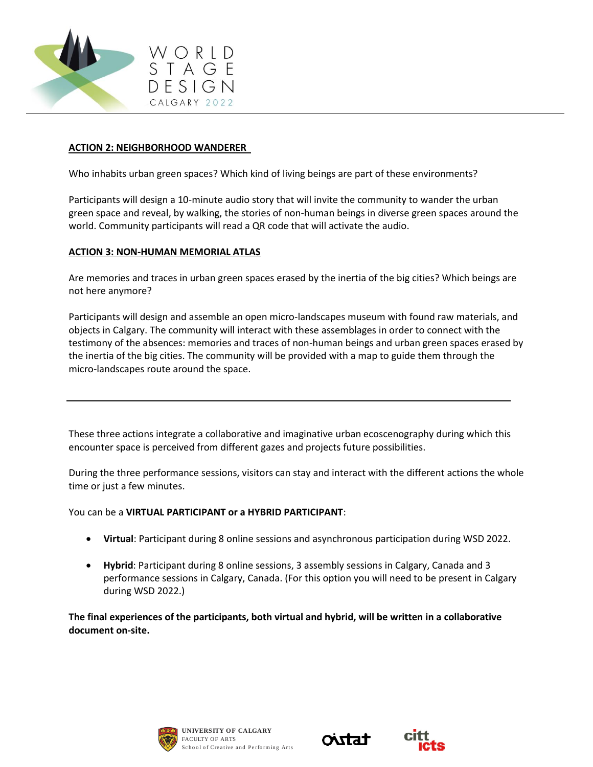**ACTION 2: NEIGHBORHOOD WANDERER**

Who inhabits urban green spaces? Which kind of living beings are part of these environments?

Participants will design a 10-minute audio story that will invite the community to wander the urban green space and reveal, by walking, the stories of non-human beings in diverse green spaces around the world. Community participants will read a QR code that will activate the audio.

**ACTION 3: NON-HUMAN MEMORIAL ATLAS**

Are memories and traces in urban green spaces erased by the inertia of the big cities? Which beings are not here anymore?

Participants will design and assemble an open micro-landscapes museum with found raw materials, and objects in Calgary. The community will interact with these assemblages in order to connect with the testimony of the absences: memories and traces of non-human beings and urban green spaces erased by the inertia of the big cities. The community will be provided with a map to guide them through the micro-landscapes route around the space.

---

These three actions integrate a collaborative and imaginative urban ecoscenography during which this encounter space is perceived from different gazes and projects future possibilities.

During the three performance sessions, visitors can stay and interact with the different actions the whole time or just a few minutes.

You can be a **VIRTUAL PARTICIPANT or a HYBRID PARTICIPANT**:

- **Virtual**: Participant during 8 online sessions and asynchronous participation during WSD 2022.
- **Hybrid**: Participant during 8 online sessions, 3 assembly sessions in Calgary, Canada and 3 performance sessions in Calgary, Canada. (For this option you will need to be present in Calgary during WSD 2022.)

**The final experiences of the participants, both virtual and hybrid, will be written in a collaborative document on-site.**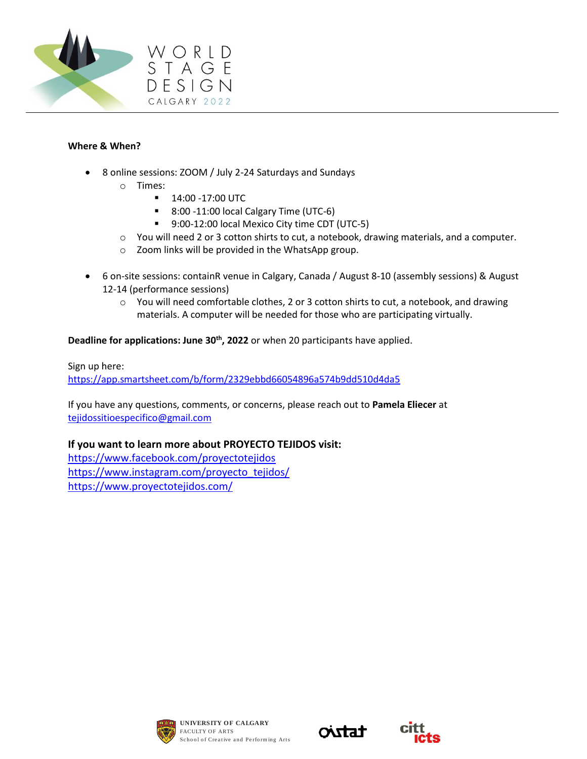**Where & When?**

- 8 online sessions: ZOOM / July 2-24 Saturdays and Sundays
  - Times:
    - 14:00 -17:00 UTC
    - 8:00 -11:00 local Calgary Time (UTC-6)
    - 9:00-12:00 local Mexico City time CDT (UTC-5)
  - You will need 2 or 3 cotton shirts to cut, a notebook, drawing materials, and a computer.
  - Zoom links will be provided in the WhatsApp group.

- 6 on-site sessions: containR venue in Calgary, Canada / August 8-10 (assembly sessions) & August 12-14 (performance sessions)
  - You will need comfortable clothes, 2 or 3 cotton shirts to cut, a notebook, and drawing materials. A computer will be needed for those who are participating virtually.

**Deadline for applications: June 30th, 2022** or when 20 participants have applied.

Sign up here:
https://app.smartsheet.com/b/form/2329ebbd66054896a574b9dd510d4da5

If you have any questions, comments, or concerns, please reach out to **Pamela Eliecer** at tejidossitioespecifico@gmail.com

### If you want to learn more about PROYECTO TEJIDOS visit:

https://www.facebook.com/proyectotejidos
https://www.instagram.com/proyecto_tejidos/
https://www.proyectotejidos.com/

UNIVERSITY OF CALGARY
FACULTY OF ARTS
School of Creative and Performing Arts